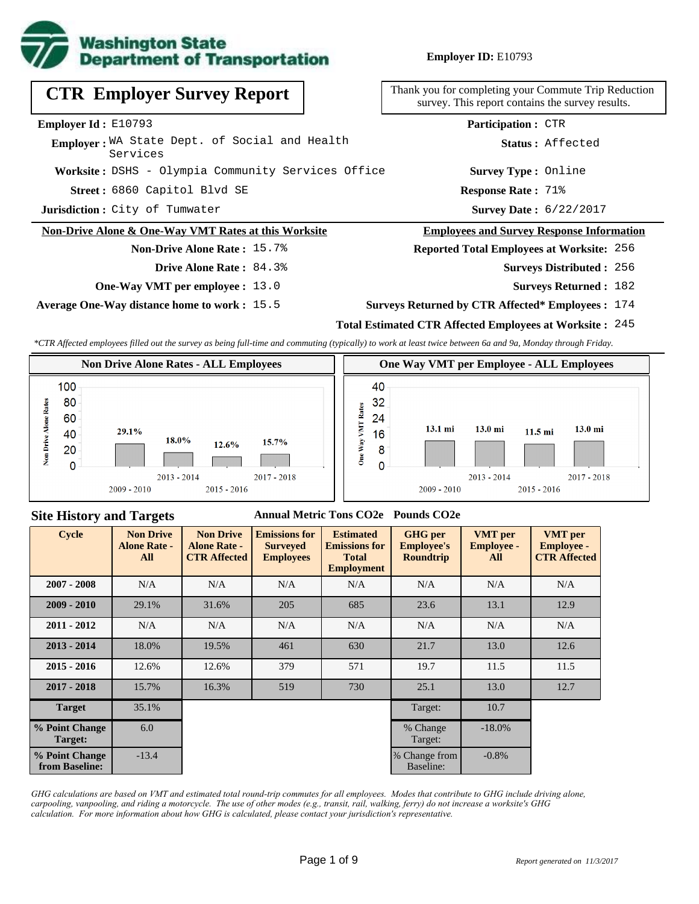**Washington State Department of Transportation**

**Employer ID:** E10793

# CTR Employer Survey Report

Thank you for completing your Commute Trip Reduction survey. This report contains the survey results.

**Employer Id :** E10793

**Employer :** WA State Dept. of Social and Health Services

**Worksite :** DSHS - Olympia Community Services Office

**Street :** 6860 Capitol Blvd SE

**Jurisdiction :** City of Tumwater

**Participation :** CTR

**Status :** Affected

**Survey Type :** Online

**Response Rate :** 71%

**Survey Date :** 6/22/2017

## Non-Drive Alone & One-Way VMT Rates at this Worksite

**Non-Drive Alone Rate :** 15.7%

**Drive Alone Rate :** 84.3%

**One-Way VMT per employee :** 13.0

**Average One-Way distance home to work :** 15.5

## Employees and Survey Response Information

**Reported Total Employees at Worksite:** 256

**Surveys Distributed :** 256

**Surveys Returned :** 182

**Surveys Returned by CTR Affected\* Employees :** 174

**Total Estimated CTR Affected Employees at Worksite :** 245

*\*CTR Affected employees filled out the survey as being full-time and commuting (typically) to work at least twice between 6a and 9a, Monday through Friday.*

### Non Drive Alone Rates - ALL Employees

| Cycle | Non Drive Alone Rate |
|---|---|
| 2009 - 2010 | 29.1% |
| 2013 - 2014 | 18.0% |
| 2015 - 2016 | 12.6% |
| 2017 - 2018 | 15.7% |

### One Way VMT per Employee - ALL Employees

| Cycle | One Way VMT |
|---|---|
| 2009 - 2010 | 13.1 mi |
| 2013 - 2014 | 13.0 mi |
| 2015 - 2016 | 11.5 mi |
| 2017 - 2018 | 13.0 mi |

## Site History and Targets

| Cycle | Non Drive Alone Rate - All | Non Drive Alone Rate - CTR Affected | Emissions for Surveyed Employees (Annual Metric Tons CO2e) | Estimated Emissions for Total Employment (Annual Metric Tons CO2e) | GHG per Employee's Roundtrip (Pounds CO2e) | VMT per Employee - All | VMT per Employee - CTR Affected |
|---|---|---|---|---|---|---|---|
| 2007 - 2008 | N/A | N/A | N/A | N/A | N/A | N/A | N/A |
| 2009 - 2010 | 29.1% | 31.6% | 205 | 685 | 23.6 | 13.1 | 12.9 |
| 2011 - 2012 | N/A | N/A | N/A | N/A | N/A | N/A | N/A |
| 2013 - 2014 | 18.0% | 19.5% | 461 | 630 | 21.7 | 13.0 | 12.6 |
| 2015 - 2016 | 12.6% | 12.6% | 379 | 571 | 19.7 | 11.5 | 11.5 |
| 2017 - 2018 | 15.7% | 16.3% | 519 | 730 | 25.1 | 13.0 | 12.7 |
| Target | 35.1% | | | | Target: | 10.7 | |
| % Point Change Target: | 6.0 | | | | % Change Target: | -18.0% | |
| % Point Change from Baseline: | -13.4 | | | | % Change from Baseline: | -0.8% | |

*GHG calculations are based on VMT and estimated total round-trip commutes for all employees. Modes that contribute to GHG include driving alone, carpooling, vanpooling, and riding a motorcycle. The use of other modes (e.g., transit, rail, walking, ferry) do not increase a worksite's GHG calculation. For more information about how GHG is calculated, please contact your jurisdiction's representative.*

*Report generated on 11/3/2017*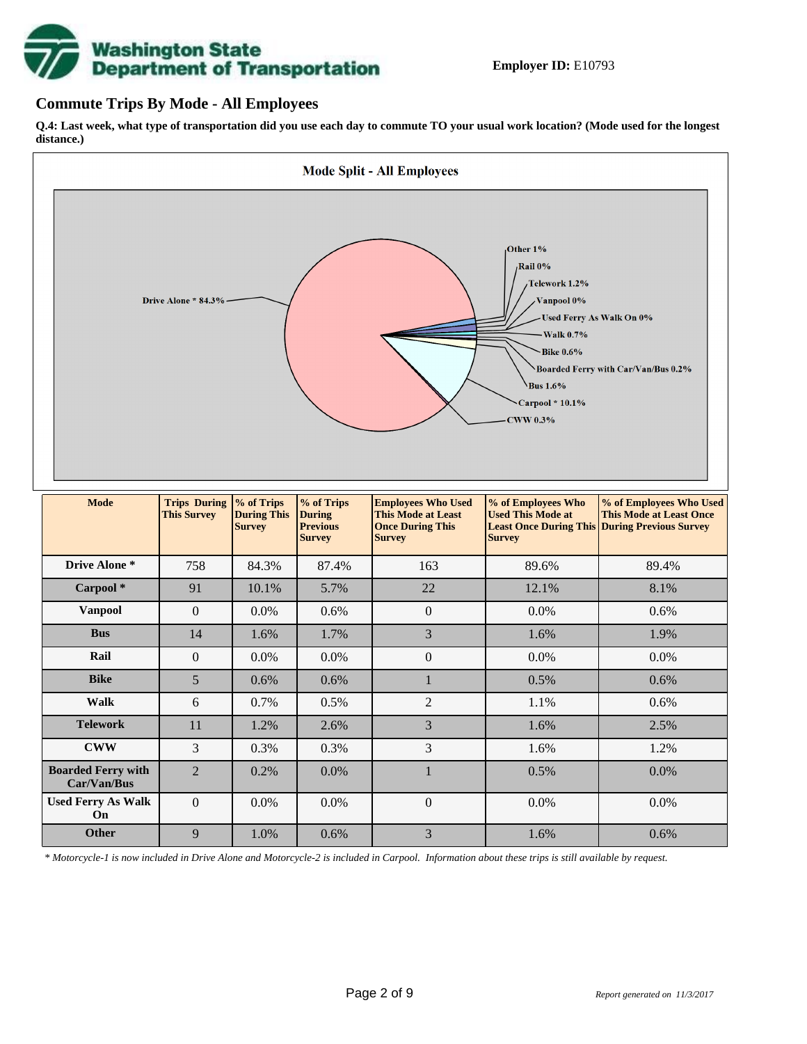**Employer ID:** E10793

## Commute Trips By Mode - All Employees

**Q.4: Last week, what type of transportation did you use each day to commute TO your usual work location? (Mode used for the longest distance.)**

**Mode Split - All Employees**

Drive Alone * 84.3%
Other 1%
Rail 0%
Telework 1.2%
Vanpool 0%
Used Ferry As Walk On 0%
Walk 0.7%
Bike 0.6%
Boarded Ferry with Car/Van/Bus 0.2%
Bus 1.6%
Carpool * 10.1%
CWW 0.3%

| Mode | Trips During This Survey | % of Trips During This Survey | % of Trips During Previous Survey | Employees Who Used This Mode at Least Once During This Survey | % of Employees Who Used This Mode at Least Once During This Survey | % of Employees Who Used This Mode at Least Once During Previous Survey |
|---|---|---|---|---|---|---|
| Drive Alone * | 758 | 84.3% | 87.4% | 163 | 89.6% | 89.4% |
| Carpool * | 91 | 10.1% | 5.7% | 22 | 12.1% | 8.1% |
| Vanpool | 0 | 0.0% | 0.6% | 0 | 0.0% | 0.6% |
| Bus | 14 | 1.6% | 1.7% | 3 | 1.6% | 1.9% |
| Rail | 0 | 0.0% | 0.0% | 0 | 0.0% | 0.0% |
| Bike | 5 | 0.6% | 0.6% | 1 | 0.5% | 0.6% |
| Walk | 6 | 0.7% | 0.5% | 2 | 1.1% | 0.6% |
| Telework | 11 | 1.2% | 2.6% | 3 | 1.6% | 2.5% |
| CWW | 3 | 0.3% | 0.3% | 3 | 1.6% | 1.2% |
| Boarded Ferry with Car/Van/Bus | 2 | 0.2% | 0.0% | 1 | 0.5% | 0.0% |
| Used Ferry As Walk On | 0 | 0.0% | 0.0% | 0 | 0.0% | 0.0% |
| Other | 9 | 1.0% | 0.6% | 3 | 1.6% | 0.6% |

*\* Motorcycle-1 is now included in Drive Alone and Motorcycle-2 is included in Carpool. Information about these trips is still available by request.*

*Report generated on 11/3/2017*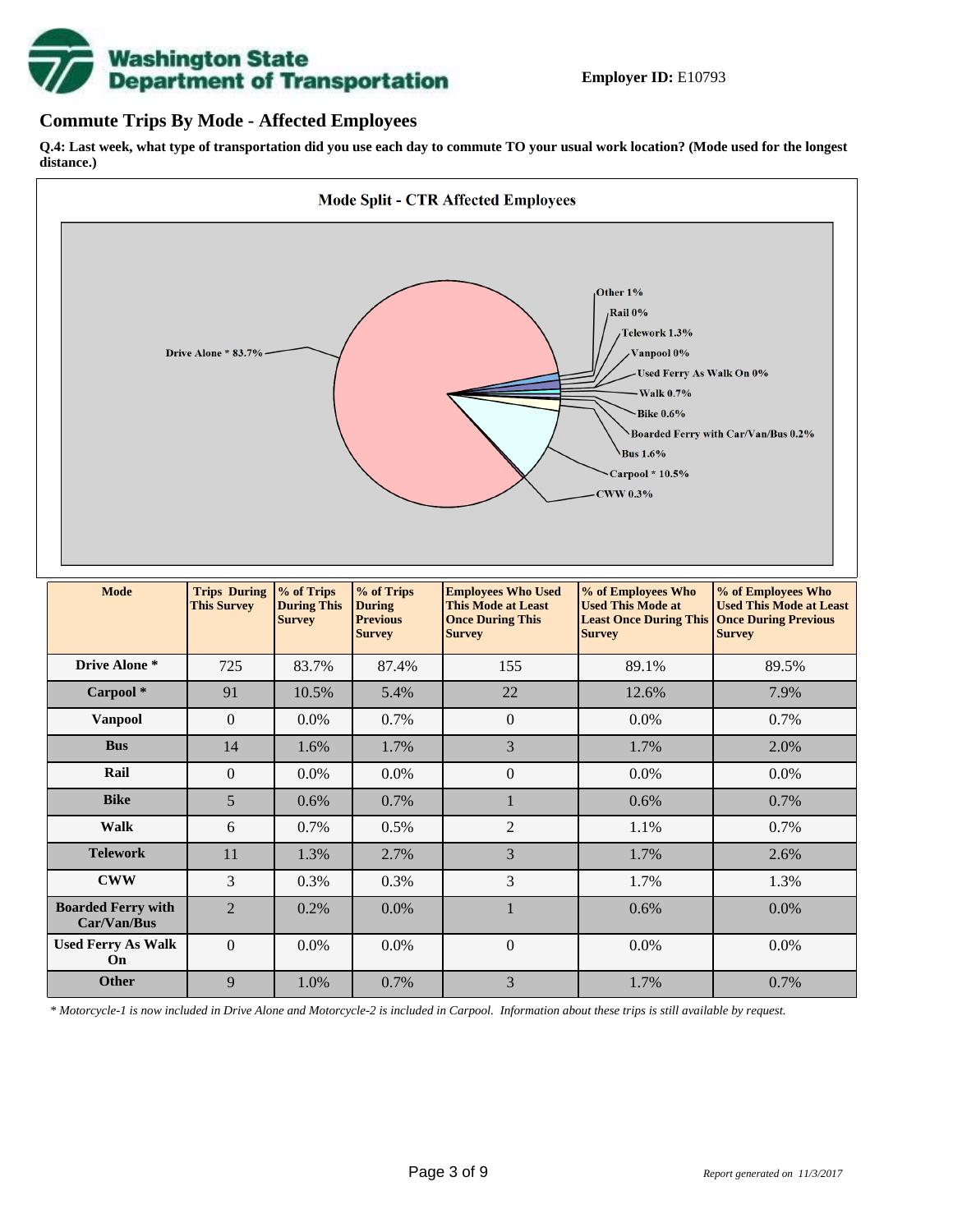**Employer ID:** E10793

## Commute Trips By Mode - Affected Employees

**Q.4: Last week, what type of transportation did you use each day to commute TO your usual work location? (Mode used for the longest distance.)**

**Mode Split - CTR Affected Employees**

Drive Alone * 83.7%
Other 1%
Rail 0%
Telework 1.3%
Vanpool 0%
Used Ferry As Walk On 0%
Walk 0.7%
Bike 0.6%
Boarded Ferry with Car/Van/Bus 0.2%
Bus 1.6%
Carpool * 10.5%
CWW 0.3%

| Mode | Trips During This Survey | % of Trips During This Survey | % of Trips During Previous Survey | Employees Who Used This Mode at Least Once During This Survey | % of Employees Who Used This Mode at Least Once During This Survey | % of Employees Who Used This Mode at Least Once During Previous Survey |
|---|---|---|---|---|---|---|
| **Drive Alone *** | 725 | 83.7% | 87.4% | 155 | 89.1% | 89.5% |
| **Carpool *** | 91 | 10.5% | 5.4% | 22 | 12.6% | 7.9% |
| **Vanpool** | 0 | 0.0% | 0.7% | 0 | 0.0% | 0.7% |
| **Bus** | 14 | 1.6% | 1.7% | 3 | 1.7% | 2.0% |
| **Rail** | 0 | 0.0% | 0.0% | 0 | 0.0% | 0.0% |
| **Bike** | 5 | 0.6% | 0.7% | 1 | 0.6% | 0.7% |
| **Walk** | 6 | 0.7% | 0.5% | 2 | 1.1% | 0.7% |
| **Telework** | 11 | 1.3% | 2.7% | 3 | 1.7% | 2.6% |
| **CWW** | 3 | 0.3% | 0.3% | 3 | 1.7% | 1.3% |
| **Boarded Ferry with Car/Van/Bus** | 2 | 0.2% | 0.0% | 1 | 0.6% | 0.0% |
| **Used Ferry As Walk On** | 0 | 0.0% | 0.0% | 0 | 0.0% | 0.0% |
| **Other** | 9 | 1.0% | 0.7% | 3 | 1.7% | 0.7% |

*\* Motorcycle-1 is now included in Drive Alone and Motorcycle-2 is included in Carpool. Information about these trips is still available by request.*

*Report generated on 11/3/2017*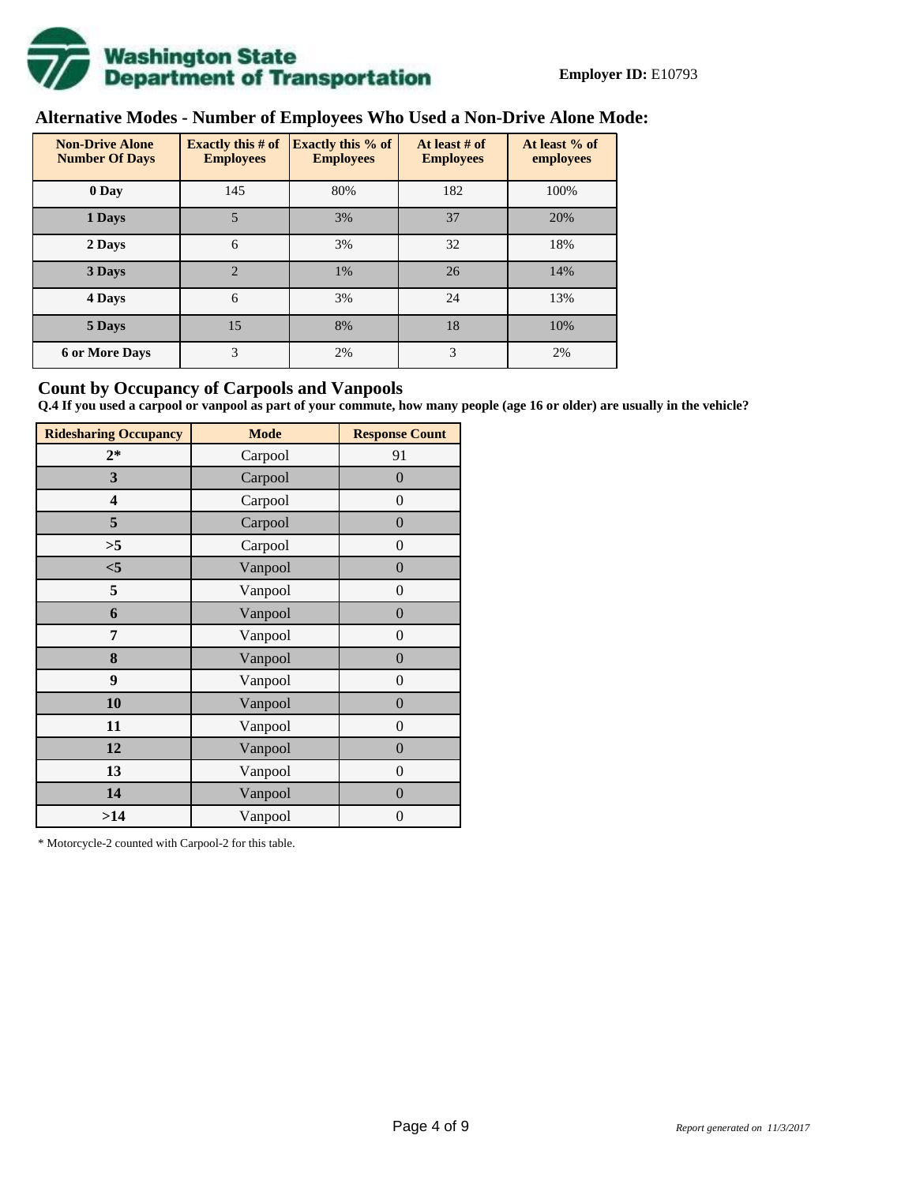**Employer ID:** E10793

## Alternative Modes - Number of Employees Who Used a Non-Drive Alone Mode:

| Non-Drive Alone Number Of Days | Exactly this # of Employees | Exactly this % of Employees | At least # of Employees | At least % of employees |
|---|---|---|---|---|
| 0 Day | 145 | 80% | 182 | 100% |
| 1 Days | 5 | 3% | 37 | 20% |
| 2 Days | 6 | 3% | 32 | 18% |
| 3 Days | 2 | 1% | 26 | 14% |
| 4 Days | 6 | 3% | 24 | 13% |
| 5 Days | 15 | 8% | 18 | 10% |
| 6 or More Days | 3 | 2% | 3 | 2% |

## Count by Occupancy of Carpools and Vanpools

**Q.4 If you used a carpool or vanpool as part of your commute, how many people (age 16 or older) are usually in the vehicle?**

| Ridesharing Occupancy | Mode | Response Count |
|---|---|---|
| 2* | Carpool | 91 |
| 3 | Carpool | 0 |
| 4 | Carpool | 0 |
| 5 | Carpool | 0 |
| >5 | Carpool | 0 |
| <5 | Vanpool | 0 |
| 5 | Vanpool | 0 |
| 6 | Vanpool | 0 |
| 7 | Vanpool | 0 |
| 8 | Vanpool | 0 |
| 9 | Vanpool | 0 |
| 10 | Vanpool | 0 |
| 11 | Vanpool | 0 |
| 12 | Vanpool | 0 |
| 13 | Vanpool | 0 |
| 14 | Vanpool | 0 |
| >14 | Vanpool | 0 |

* Motorcycle-2 counted with Carpool-2 for this table.

*Report generated on 11/3/2017*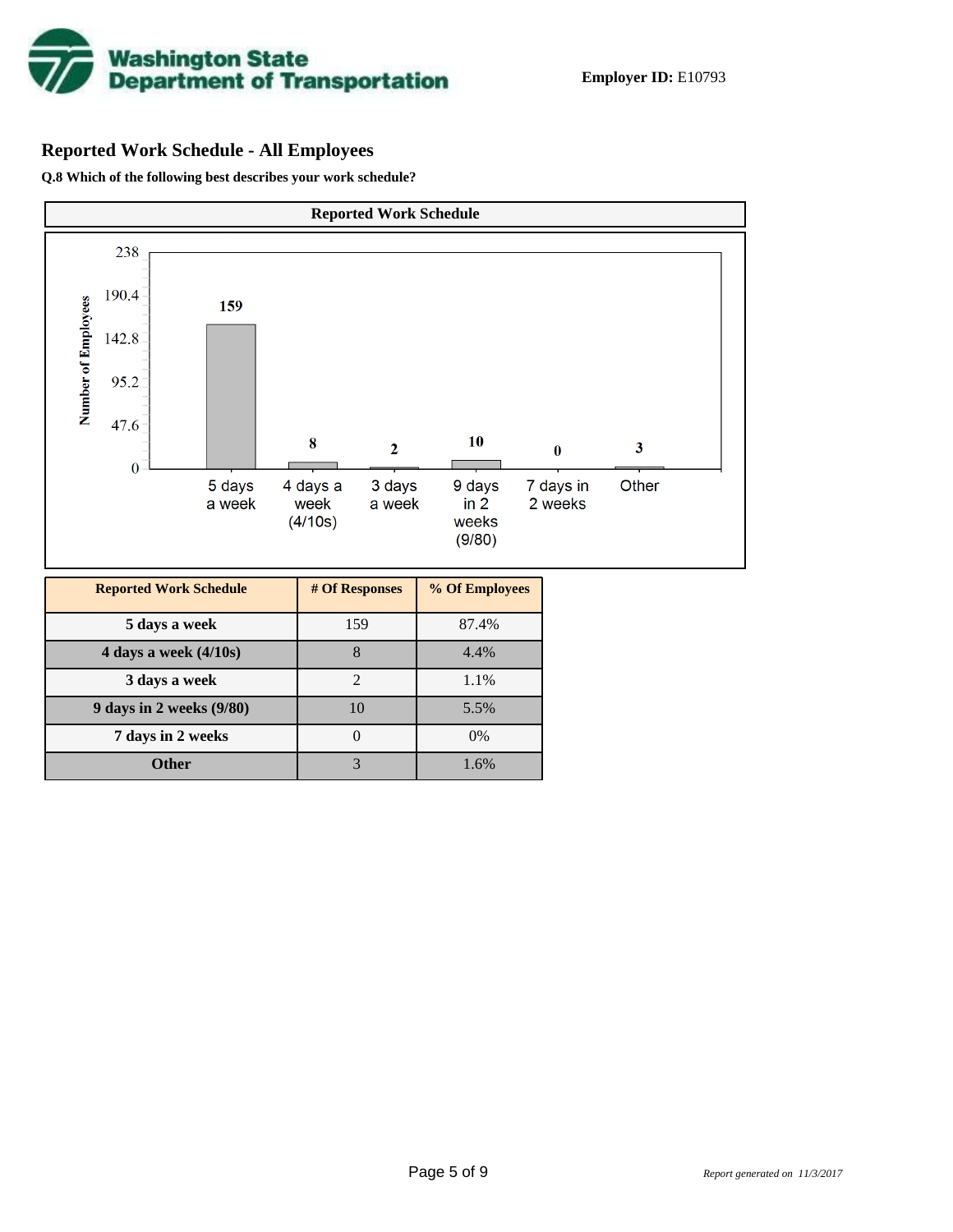**Employer ID:** E10793

## Reported Work Schedule - All Employees

**Q.8 Which of the following best describes your work schedule?**

**Reported Work Schedule**

| Reported Work Schedule | # Of Responses | % Of Employees |
|---|---|---|
| 5 days a week | 159 | 87.4% |
| 4 days a week (4/10s) | 8 | 4.4% |
| 3 days a week | 2 | 1.1% |
| 9 days in 2 weeks (9/80) | 10 | 5.5% |
| 7 days in 2 weeks | 0 | 0% |
| Other | 3 | 1.6% |

*Report generated on 11/3/2017*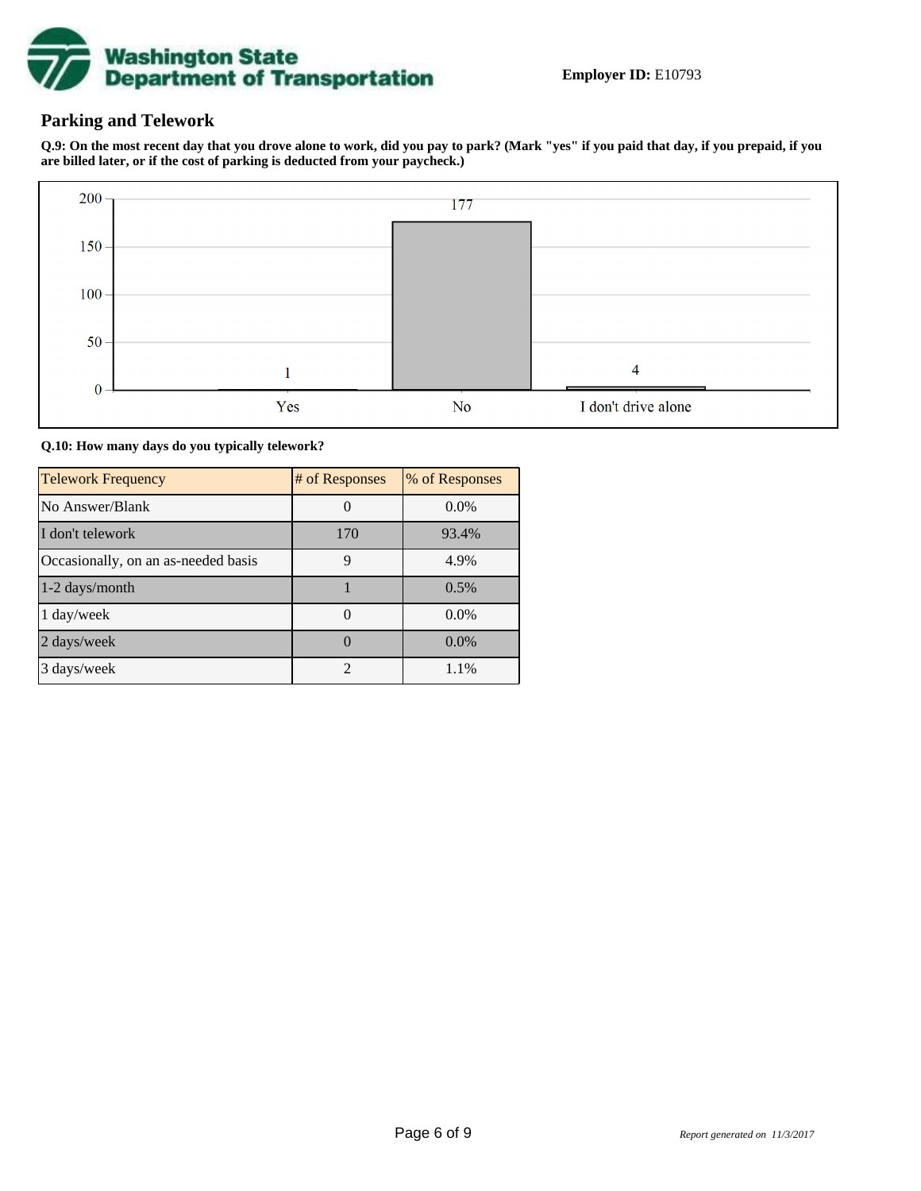**Employer ID:** E10793

## Parking and Telework

**Q.9: On the most recent day that you drove alone to work, did you pay to park? (Mark "yes" if you paid that day, if you prepaid, if you are billed later, or if the cost of parking is deducted from your paycheck.)**

| Response | Count |
|---|---|
| Yes | 1 |
| No | 177 |
| I don't drive alone | 4 |

**Q.10: How many days do you typically telework?**

| Telework Frequency | # of Responses | % of Responses |
|---|---|---|
| No Answer/Blank | 0 | 0.0% |
| I don't telework | 170 | 93.4% |
| Occasionally, on an as-needed basis | 9 | 4.9% |
| 1-2 days/month | 1 | 0.5% |
| 1 day/week | 0 | 0.0% |
| 2 days/week | 0 | 0.0% |
| 3 days/week | 2 | 1.1% |

*Report generated on 11/3/2017*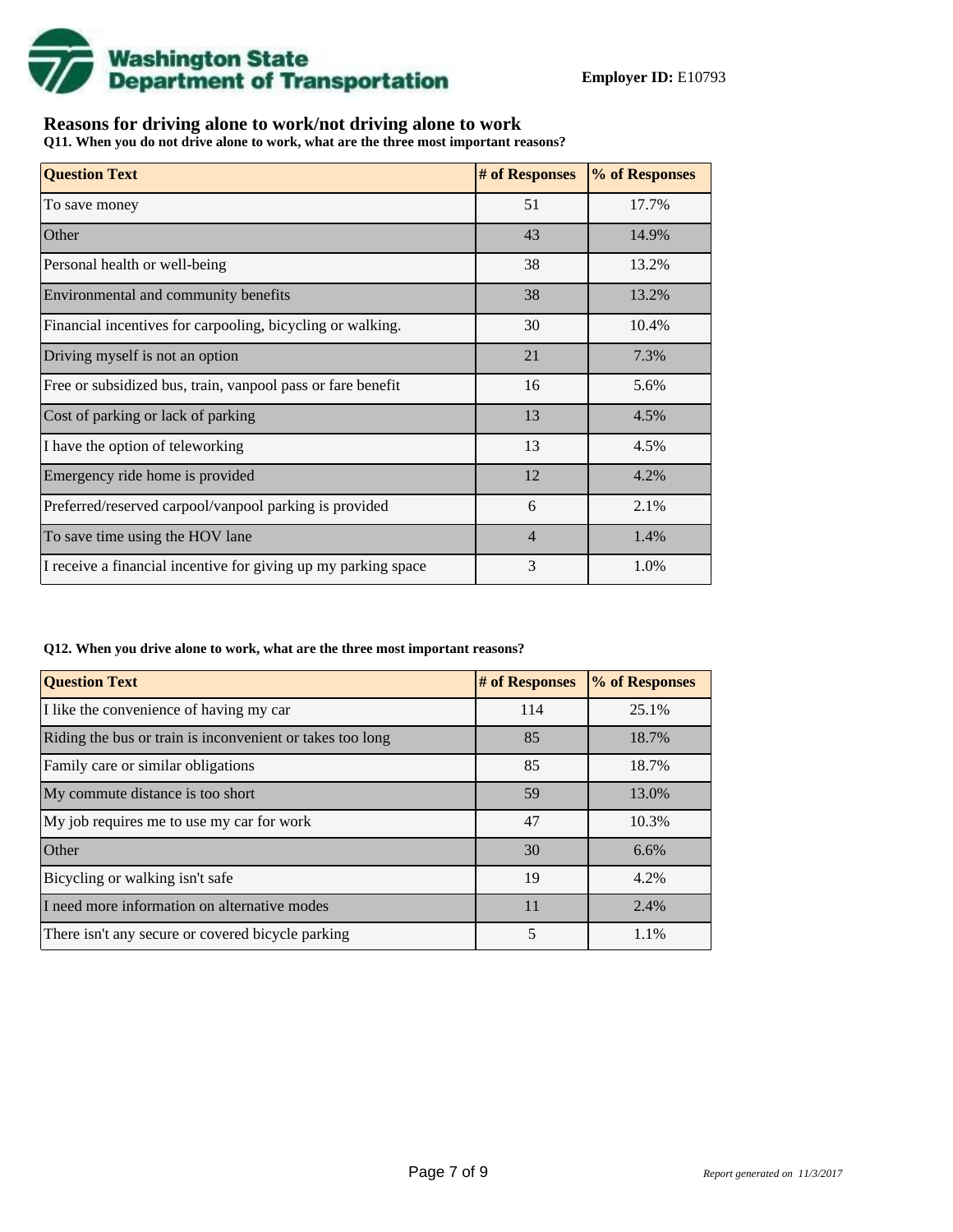**Washington State Department of Transportation**

**Employer ID:** E10793

## Reasons for driving alone to work/not driving alone to work

**Q11. When you do not drive alone to work, what are the three most important reasons?**

| Question Text | # of Responses | % of Responses |
|---|---|---|
| To save money | 51 | 17.7% |
| Other | 43 | 14.9% |
| Personal health or well-being | 38 | 13.2% |
| Environmental and community benefits | 38 | 13.2% |
| Financial incentives for carpooling, bicycling or walking. | 30 | 10.4% |
| Driving myself is not an option | 21 | 7.3% |
| Free or subsidized bus, train, vanpool pass or fare benefit | 16 | 5.6% |
| Cost of parking or lack of parking | 13 | 4.5% |
| I have the option of teleworking | 13 | 4.5% |
| Emergency ride home is provided | 12 | 4.2% |
| Preferred/reserved carpool/vanpool parking is provided | 6 | 2.1% |
| To save time using the HOV lane | 4 | 1.4% |
| I receive a financial incentive for giving up my parking space | 3 | 1.0% |

**Q12. When you drive alone to work, what are the three most important reasons?**

| Question Text | # of Responses | % of Responses |
|---|---|---|
| I like the convenience of having my car | 114 | 25.1% |
| Riding the bus or train is inconvenient or takes too long | 85 | 18.7% |
| Family care or similar obligations | 85 | 18.7% |
| My commute distance is too short | 59 | 13.0% |
| My job requires me to use my car for work | 47 | 10.3% |
| Other | 30 | 6.6% |
| Bicycling or walking isn't safe | 19 | 4.2% |
| I need more information on alternative modes | 11 | 2.4% |
| There isn't any secure or covered bicycle parking | 5 | 1.1% |

*Report generated on 11/3/2017*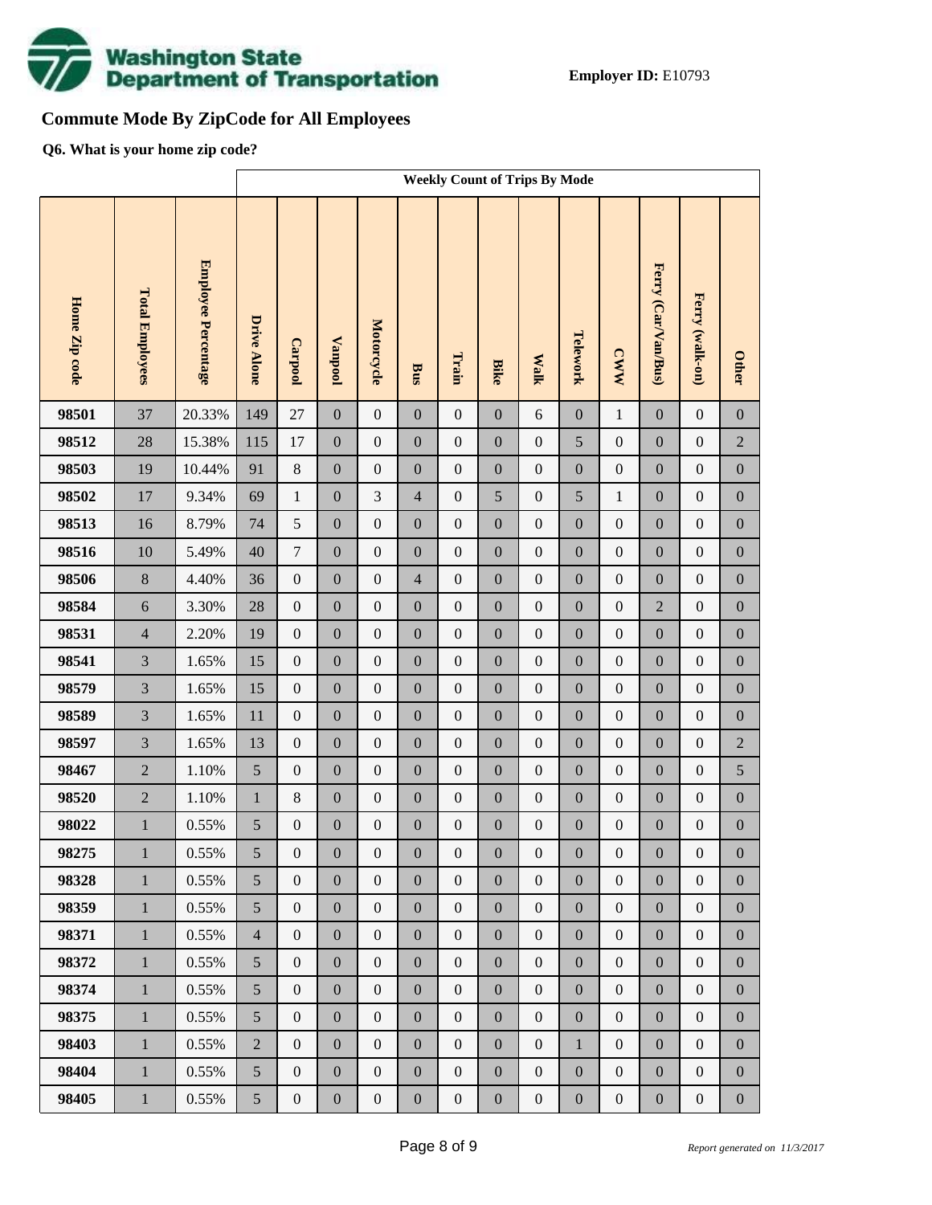**Employer ID:** E10793

## Commute Mode By ZipCode for All Employees

**Q6. What is your home zip code?**

| | | | Weekly Count of Trips By Mode | | | | | | | | | | | | |
|---|---|---|---|---|---|---|---|---|---|---|---|---|---|---|---|
| Home Zip code | Total Employees | Employee Percentage | Drive Alone | Carpool | Vanpool | Motorcycle | Bus | Train | Bike | Walk | Telework | CWW | Ferry (Car/Van/Bus) | Ferry (walk-on) | Other |
| 98501 | 37 | 20.33% | 149 | 27 | 0 | 0 | 0 | 0 | 0 | 6 | 0 | 1 | 0 | 0 | 0 |
| 98512 | 28 | 15.38% | 115 | 17 | 0 | 0 | 0 | 0 | 0 | 0 | 5 | 0 | 0 | 0 | 2 |
| 98503 | 19 | 10.44% | 91 | 8 | 0 | 0 | 0 | 0 | 0 | 0 | 0 | 0 | 0 | 0 | 0 |
| 98502 | 17 | 9.34% | 69 | 1 | 0 | 3 | 4 | 0 | 5 | 0 | 5 | 1 | 0 | 0 | 0 |
| 98513 | 16 | 8.79% | 74 | 5 | 0 | 0 | 0 | 0 | 0 | 0 | 0 | 0 | 0 | 0 | 0 |
| 98516 | 10 | 5.49% | 40 | 7 | 0 | 0 | 0 | 0 | 0 | 0 | 0 | 0 | 0 | 0 | 0 |
| 98506 | 8 | 4.40% | 36 | 0 | 0 | 0 | 4 | 0 | 0 | 0 | 0 | 0 | 0 | 0 | 0 |
| 98584 | 6 | 3.30% | 28 | 0 | 0 | 0 | 0 | 0 | 0 | 0 | 0 | 0 | 2 | 0 | 0 |
| 98531 | 4 | 2.20% | 19 | 0 | 0 | 0 | 0 | 0 | 0 | 0 | 0 | 0 | 0 | 0 | 0 |
| 98541 | 3 | 1.65% | 15 | 0 | 0 | 0 | 0 | 0 | 0 | 0 | 0 | 0 | 0 | 0 | 0 |
| 98579 | 3 | 1.65% | 15 | 0 | 0 | 0 | 0 | 0 | 0 | 0 | 0 | 0 | 0 | 0 | 0 |
| 98589 | 3 | 1.65% | 11 | 0 | 0 | 0 | 0 | 0 | 0 | 0 | 0 | 0 | 0 | 0 | 0 |
| 98597 | 3 | 1.65% | 13 | 0 | 0 | 0 | 0 | 0 | 0 | 0 | 0 | 0 | 0 | 0 | 2 |
| 98467 | 2 | 1.10% | 5 | 0 | 0 | 0 | 0 | 0 | 0 | 0 | 0 | 0 | 0 | 0 | 5 |
| 98520 | 2 | 1.10% | 1 | 8 | 0 | 0 | 0 | 0 | 0 | 0 | 0 | 0 | 0 | 0 | 0 |
| 98022 | 1 | 0.55% | 5 | 0 | 0 | 0 | 0 | 0 | 0 | 0 | 0 | 0 | 0 | 0 | 0 |
| 98275 | 1 | 0.55% | 5 | 0 | 0 | 0 | 0 | 0 | 0 | 0 | 0 | 0 | 0 | 0 | 0 |
| 98328 | 1 | 0.55% | 5 | 0 | 0 | 0 | 0 | 0 | 0 | 0 | 0 | 0 | 0 | 0 | 0 |
| 98359 | 1 | 0.55% | 5 | 0 | 0 | 0 | 0 | 0 | 0 | 0 | 0 | 0 | 0 | 0 | 0 |
| 98371 | 1 | 0.55% | 4 | 0 | 0 | 0 | 0 | 0 | 0 | 0 | 0 | 0 | 0 | 0 | 0 |
| 98372 | 1 | 0.55% | 5 | 0 | 0 | 0 | 0 | 0 | 0 | 0 | 0 | 0 | 0 | 0 | 0 |
| 98374 | 1 | 0.55% | 5 | 0 | 0 | 0 | 0 | 0 | 0 | 0 | 0 | 0 | 0 | 0 | 0 |
| 98375 | 1 | 0.55% | 5 | 0 | 0 | 0 | 0 | 0 | 0 | 0 | 0 | 0 | 0 | 0 | 0 |
| 98403 | 1 | 0.55% | 2 | 0 | 0 | 0 | 0 | 0 | 0 | 0 | 1 | 0 | 0 | 0 | 0 |
| 98404 | 1 | 0.55% | 5 | 0 | 0 | 0 | 0 | 0 | 0 | 0 | 0 | 0 | 0 | 0 | 0 |
| 98405 | 1 | 0.55% | 5 | 0 | 0 | 0 | 0 | 0 | 0 | 0 | 0 | 0 | 0 | 0 | 0 |

*Report generated on 11/3/2017*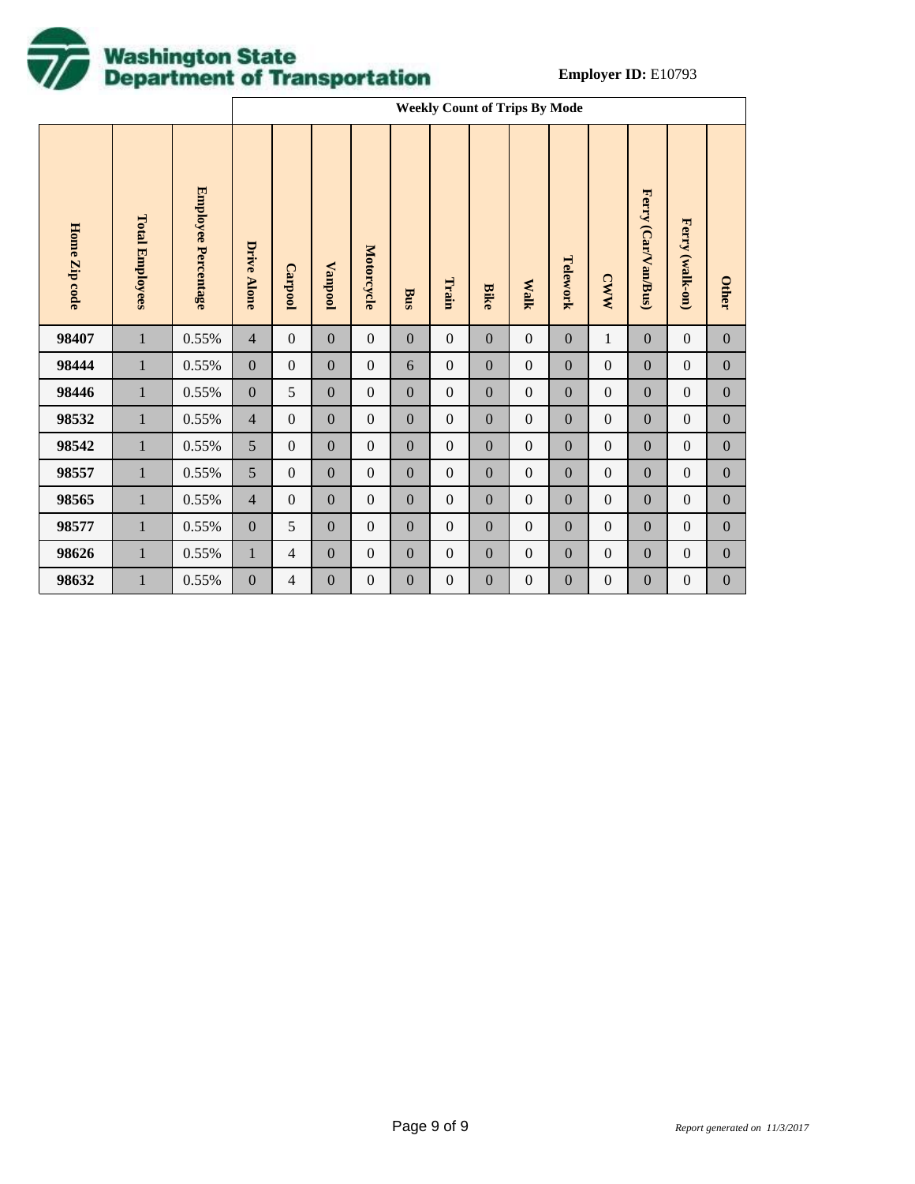# Washington State Department of Transportation

**Employer ID:** E10793

| Home Zip code | Total Employees | Employee Percentage | Weekly Count of Trips By Mode | | | | | | | | | | | | |
|---|---|---|---|---|---|---|---|---|---|---|---|---|---|---|---|
| | | | Drive Alone | Carpool | Vanpool | Motorcycle | Bus | Train | Bike | Walk | Telework | CWW | Ferry (Car/Van/Bus) | Ferry (walk-on) | Other |
| 98407 | 1 | 0.55% | 4 | 0 | 0 | 0 | 0 | 0 | 0 | 0 | 0 | 1 | 0 | 0 | 0 |
| 98444 | 1 | 0.55% | 0 | 0 | 0 | 0 | 6 | 0 | 0 | 0 | 0 | 0 | 0 | 0 | 0 |
| 98446 | 1 | 0.55% | 0 | 5 | 0 | 0 | 0 | 0 | 0 | 0 | 0 | 0 | 0 | 0 | 0 |
| 98532 | 1 | 0.55% | 4 | 0 | 0 | 0 | 0 | 0 | 0 | 0 | 0 | 0 | 0 | 0 | 0 |
| 98542 | 1 | 0.55% | 5 | 0 | 0 | 0 | 0 | 0 | 0 | 0 | 0 | 0 | 0 | 0 | 0 |
| 98557 | 1 | 0.55% | 5 | 0 | 0 | 0 | 0 | 0 | 0 | 0 | 0 | 0 | 0 | 0 | 0 |
| 98565 | 1 | 0.55% | 4 | 0 | 0 | 0 | 0 | 0 | 0 | 0 | 0 | 0 | 0 | 0 | 0 |
| 98577 | 1 | 0.55% | 0 | 5 | 0 | 0 | 0 | 0 | 0 | 0 | 0 | 0 | 0 | 0 | 0 |
| 98626 | 1 | 0.55% | 1 | 4 | 0 | 0 | 0 | 0 | 0 | 0 | 0 | 0 | 0 | 0 | 0 |
| 98632 | 1 | 0.55% | 0 | 4 | 0 | 0 | 0 | 0 | 0 | 0 | 0 | 0 | 0 | 0 | 0 |

*Report generated on 11/3/2017*